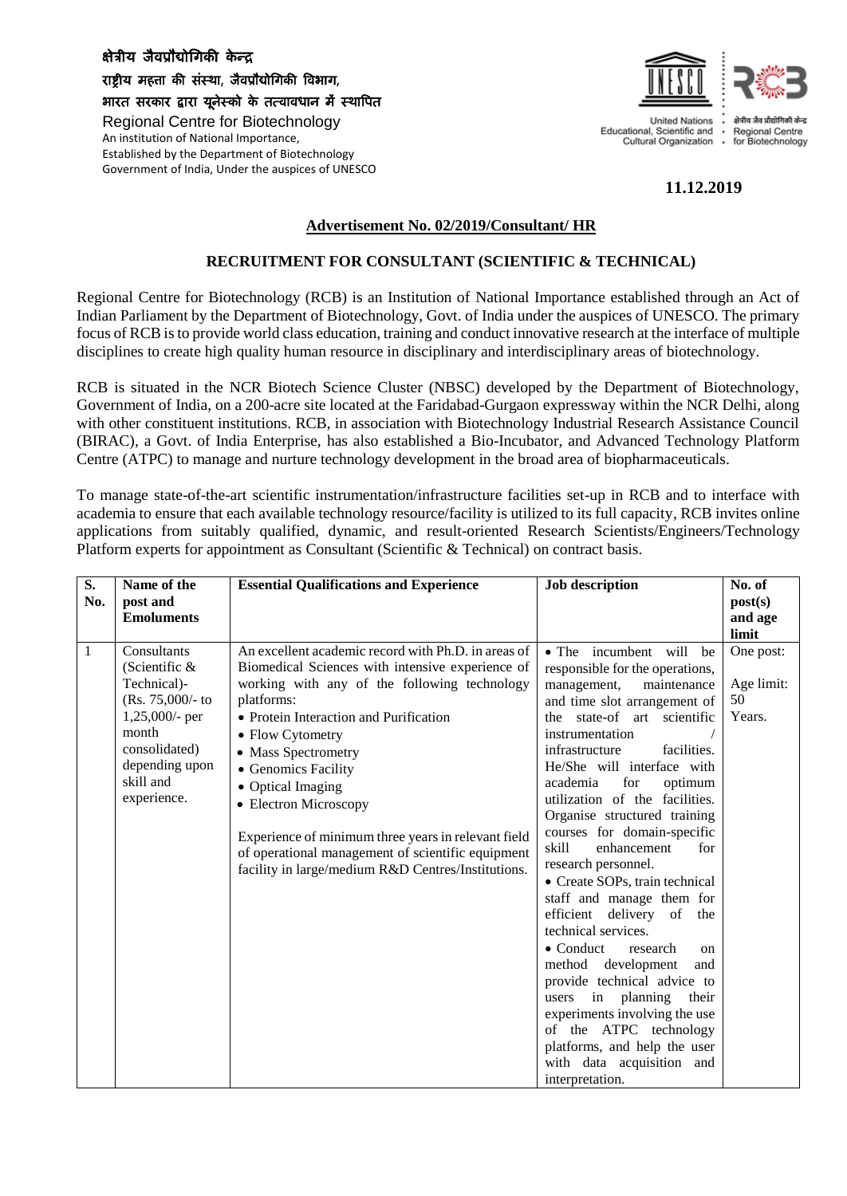क्षेत्रीय जैवप्रौद्योगिकी केन्द्र
राष्ट्रीय महत्ता की संस्था, जैवप्रौद्योगिकी विभाग,
भारत सरकार द्वारा यूनेस्को के तत्वावधान में स्थापित

Regional Centre for Biotechnology
An institution of National Importance,
Established by the Department of Biotechnology
Government of India, Under the auspices of UNESCO

United Nations Educational, Scientific and Cultural Organization

क्षेत्रीय जैव प्रौद्योगिकी केन्द्र Regional Centre for Biotechnology

**11.12.2019**

**Advertisement No. 02/2019/Consultant/ HR**

**RECRUITMENT FOR CONSULTANT (SCIENTIFIC & TECHNICAL)**

Regional Centre for Biotechnology (RCB) is an Institution of National Importance established through an Act of Indian Parliament by the Department of Biotechnology, Govt. of India under the auspices of UNESCO. The primary focus of RCB is to provide world class education, training and conduct innovative research at the interface of multiple disciplines to create high quality human resource in disciplinary and interdisciplinary areas of biotechnology.

RCB is situated in the NCR Biotech Science Cluster (NBSC) developed by the Department of Biotechnology, Government of India, on a 200-acre site located at the Faridabad-Gurgaon expressway within the NCR Delhi, along with other constituent institutions. RCB, in association with Biotechnology Industrial Research Assistance Council (BIRAC), a Govt. of India Enterprise, has also established a Bio-Incubator, and Advanced Technology Platform Centre (ATPC) to manage and nurture technology development in the broad area of biopharmaceuticals.

To manage state-of-the-art scientific instrumentation/infrastructure facilities set-up in RCB and to interface with academia to ensure that each available technology resource/facility is utilized to its full capacity, RCB invites online applications from suitably qualified, dynamic, and result-oriented Research Scientists/Engineers/Technology Platform experts for appointment as Consultant (Scientific & Technical) on contract basis.

| S. No. | Name of the post and Emoluments | Essential Qualifications and Experience | Job description | No. of post(s) and age limit |
|---|---|---|---|---|
| 1 | Consultants (Scientific & Technical)- (Rs. 75,000/- to 1,25,000/- per month consolidated) depending upon skill and experience. | An excellent academic record with Ph.D. in areas of Biomedical Sciences with intensive experience of working with any of the following technology platforms:<br>• Protein Interaction and Purification<br>• Flow Cytometry<br>• Mass Spectrometry<br>• Genomics Facility<br>• Optical Imaging<br>• Electron Microscopy<br><br>Experience of minimum three years in relevant field of operational management of scientific equipment facility in large/medium R&D Centres/Institutions. | • The incumbent will be responsible for the operations, management, maintenance and time slot arrangement of the state-of art scientific instrumentation / infrastructure facilities. He/She will interface with academia for optimum utilization of the facilities. Organise structured training courses for domain-specific skill enhancement for research personnel.<br>• Create SOPs, train technical staff and manage them for efficient delivery of the technical services.<br>• Conduct research on method development and provide technical advice to users in planning their experiments involving the use of the ATPC technology platforms, and help the user with data acquisition and interpretation. | One post:<br><br>Age limit: 50 Years. |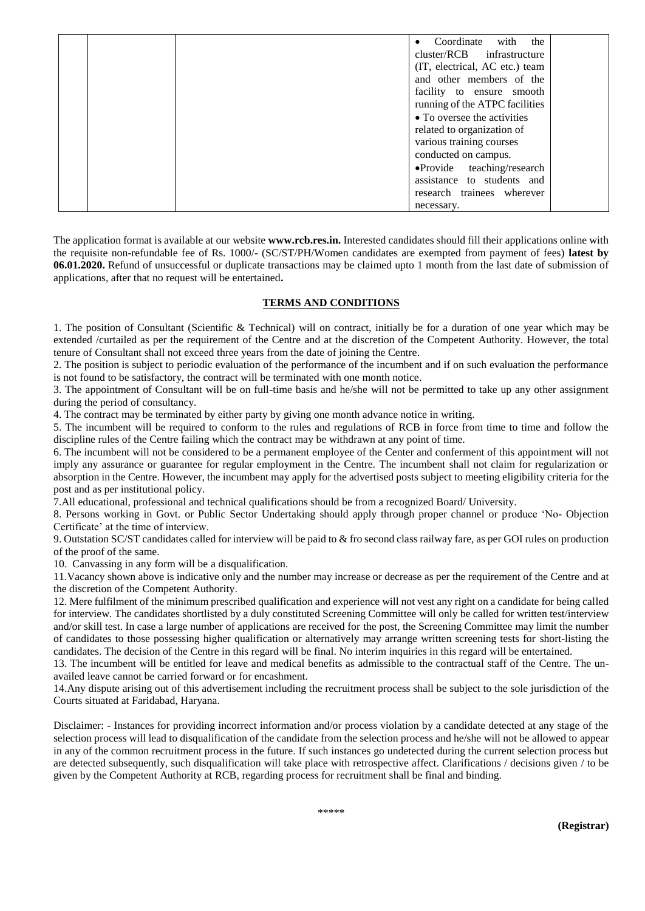| | | | | |
|---|---|---|---|---|
| | | | • Coordinate with the cluster/RCB infrastructure (IT, electrical, AC etc.) team and other members of the facility to ensure smooth running of the ATPC facilities<br>• To oversee the activities related to organization of various training courses conducted on campus.<br>•Provide teaching/research assistance to students and research trainees wherever necessary. | |

The application format is available at our website **www.rcb.res.in.** Interested candidates should fill their applications online with the requisite non-refundable fee of Rs. 1000/- (SC/ST/PH/Women candidates are exempted from payment of fees) **latest by 06.01.2020.** Refund of unsuccessful or duplicate transactions may be claimed upto 1 month from the last date of submission of applications, after that no request will be entertained**.**

## TERMS AND CONDITIONS

1. The position of Consultant (Scientific & Technical) will on contract, initially be for a duration of one year which may be extended /curtailed as per the requirement of the Centre and at the discretion of the Competent Authority. However, the total tenure of Consultant shall not exceed three years from the date of joining the Centre.
2. The position is subject to periodic evaluation of the performance of the incumbent and if on such evaluation the performance is not found to be satisfactory, the contract will be terminated with one month notice.
3. The appointment of Consultant will be on full-time basis and he/she will not be permitted to take up any other assignment during the period of consultancy.
4. The contract may be terminated by either party by giving one month advance notice in writing.
5. The incumbent will be required to conform to the rules and regulations of RCB in force from time to time and follow the discipline rules of the Centre failing which the contract may be withdrawn at any point of time.
6. The incumbent will not be considered to be a permanent employee of the Center and conferment of this appointment will not imply any assurance or guarantee for regular employment in the Centre. The incumbent shall not claim for regularization or absorption in the Centre. However, the incumbent may apply for the advertised posts subject to meeting eligibility criteria for the post and as per institutional policy.
7. All educational, professional and technical qualifications should be from a recognized Board/ University.
8. Persons working in Govt. or Public Sector Undertaking should apply through proper channel or produce 'No- Objection Certificate' at the time of interview.
9. Outstation SC/ST candidates called for interview will be paid to & fro second class railway fare, as per GOI rules on production of the proof of the same.
10. Canvassing in any form will be a disqualification.
11. Vacancy shown above is indicative only and the number may increase or decrease as per the requirement of the Centre and at the discretion of the Competent Authority.
12. Mere fulfilment of the minimum prescribed qualification and experience will not vest any right on a candidate for being called for interview. The candidates shortlisted by a duly constituted Screening Committee will only be called for written test/interview and/or skill test. In case a large number of applications are received for the post, the Screening Committee may limit the number of candidates to those possessing higher qualification or alternatively may arrange written screening tests for short-listing the candidates. The decision of the Centre in this regard will be final. No interim inquiries in this regard will be entertained.
13. The incumbent will be entitled for leave and medical benefits as admissible to the contractual staff of the Centre. The un-availed leave cannot be carried forward or for encashment.
14. Any dispute arising out of this advertisement including the recruitment process shall be subject to the sole jurisdiction of the Courts situated at Faridabad, Haryana.

Disclaimer: - Instances for providing incorrect information and/or process violation by a candidate detected at any stage of the selection process will lead to disqualification of the candidate from the selection process and he/she will not be allowed to appear in any of the common recruitment process in the future. If such instances go undetected during the current selection process but are detected subsequently, such disqualification will take place with retrospective affect. Clarifications / decisions given / to be given by the Competent Authority at RCB, regarding process for recruitment shall be final and binding.

*****

**(Registrar)**